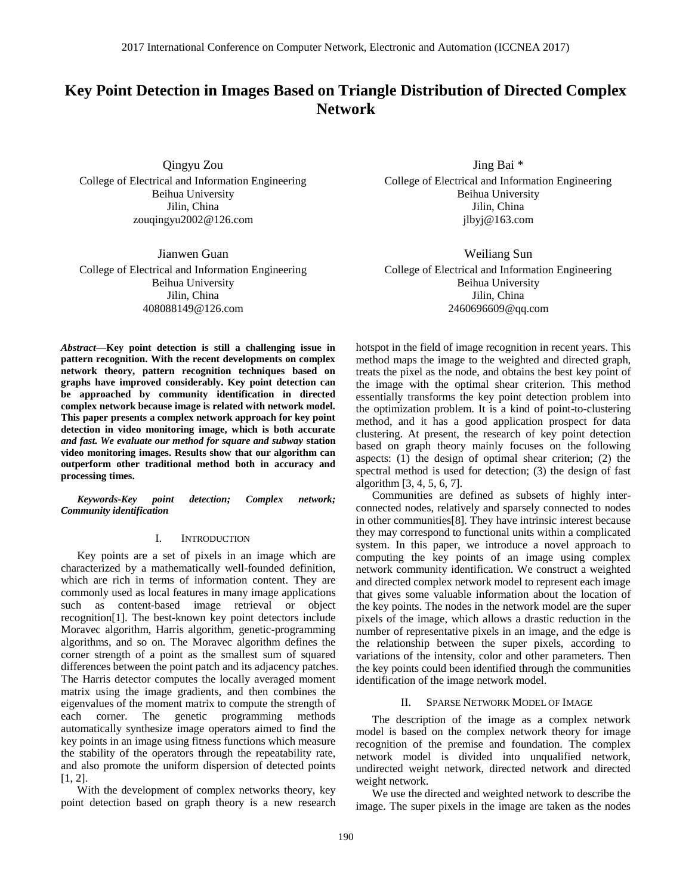# Key Point Detection in Images Based on Triangle Distribution of Directed Complex Network

Qingyu Zou
College of Electrical and Information Engineering
Beihua University
Jilin, China
zouqingyu2002@126.com

Jing Bai *
College of Electrical and Information Engineering
Beihua University
Jilin, China
jlbyj@163.com

Jianwen Guan
College of Electrical and Information Engineering
Beihua University
Jilin, China
408088149@126.com

Weiliang Sun
College of Electrical and Information Engineering
Beihua University
Jilin, China
2460696609@qq.com

***Abstract*—Key point detection is still a challenging issue in pattern recognition. With the recent developments on complex network theory, pattern recognition techniques based on graphs have improved considerably. Key point detection can be approached by community identification in directed complex network because image is related with network model. This paper presents a complex network approach for key point detection in video monitoring image, which is both accurate *and fast. We evaluate our method for square and subway* station video monitoring images. Results show that our algorithm can outperform other traditional method both in accuracy and processing times.**

***Keywords-Key point detection; Complex network; Community identification***

## I. INTRODUCTION

Key points are a set of pixels in an image which are characterized by a mathematically well-founded definition, which are rich in terms of information content. They are commonly used as local features in many image applications such as content-based image retrieval or object recognition[1]. The best-known key point detectors include Moravec algorithm, Harris algorithm, genetic-programming algorithms, and so on. The Moravec algorithm defines the corner strength of a point as the smallest sum of squared differences between the point patch and its adjacency patches. The Harris detector computes the locally averaged moment matrix using the image gradients, and then combines the eigenvalues of the moment matrix to compute the strength of each corner. The genetic programming methods automatically synthesize image operators aimed to find the key points in an image using fitness functions which measure the stability of the operators through the repeatability rate, and also promote the uniform dispersion of detected points [1, 2].

With the development of complex networks theory, key point detection based on graph theory is a new research hotspot in the field of image recognition in recent years. This method maps the image to the weighted and directed graph, treats the pixel as the node, and obtains the best key point of the image with the optimal shear criterion. This method essentially transforms the key point detection problem into the optimization problem. It is a kind of point-to-clustering method, and it has a good application prospect for data clustering. At present, the research of key point detection based on graph theory mainly focuses on the following aspects: (1) the design of optimal shear criterion; (2) the spectral method is used for detection; (3) the design of fast algorithm [3, 4, 5, 6, 7].

Communities are defined as subsets of highly inter-connected nodes, relatively and sparsely connected to nodes in other communities[8]. They have intrinsic interest because they may correspond to functional units within a complicated system. In this paper, we introduce a novel approach to computing the key points of an image using complex network community identification. We construct a weighted and directed complex network model to represent each image that gives some valuable information about the location of the key points. The nodes in the network model are the super pixels of the image, which allows a drastic reduction in the number of representative pixels in an image, and the edge is the relationship between the super pixels, according to variations of the intensity, color and other parameters. Then the key points could been identified through the communities identification of the image network model.

## II. SPARSE NETWORK MODEL OF IMAGE

The description of the image as a complex network model is based on the complex network theory for image recognition of the premise and foundation. The complex network model is divided into unqualified network, undirected weight network, directed network and directed weight network.

We use the directed and weighted network to describe the image. The super pixels in the image are taken as the nodes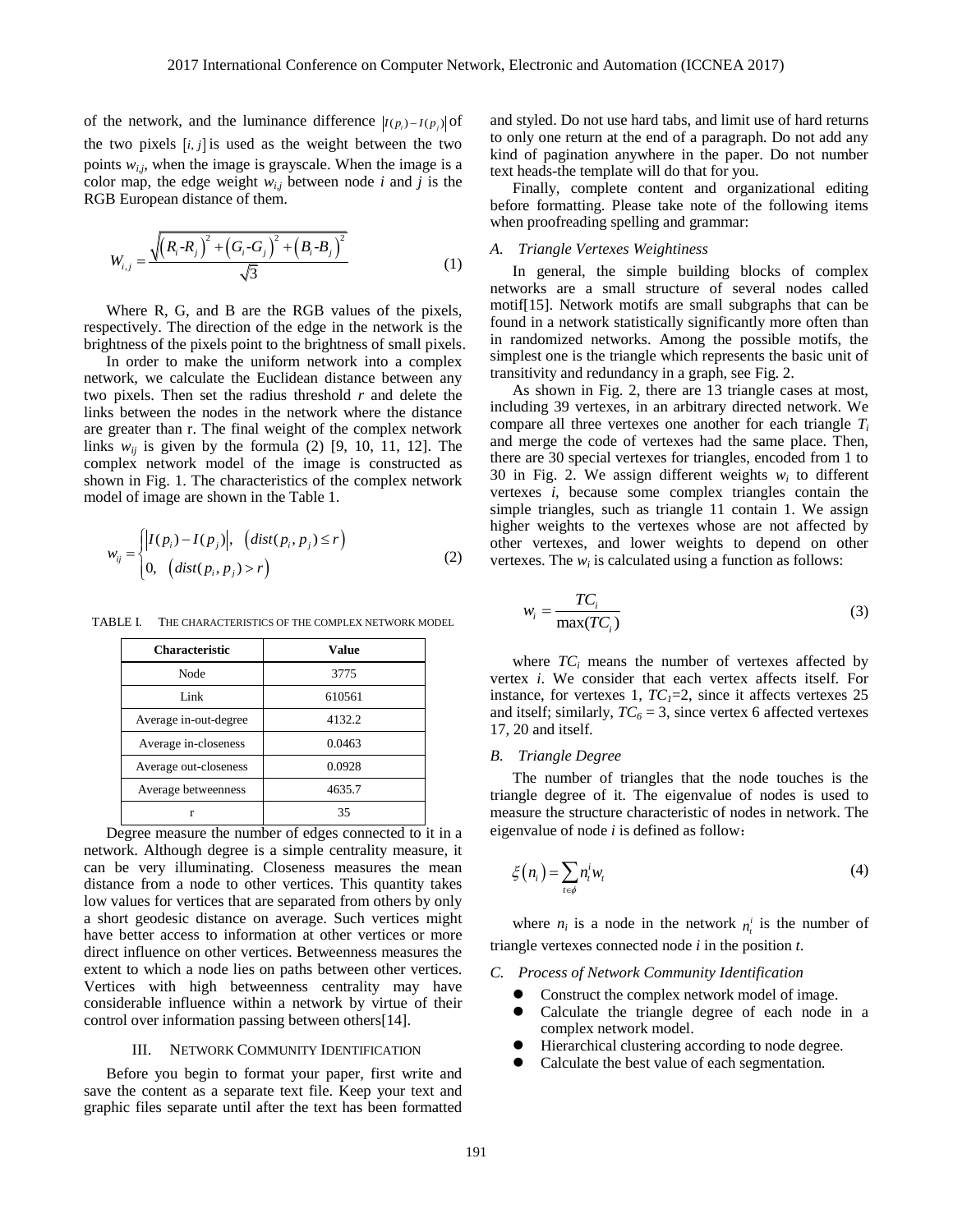of the network, and the luminance difference $|I(p_i)-I(p_j)|$ of the two pixels $[i, j]$ is used as the weight between the two points $w_{i,j}$, when the image is grayscale. When the image is a color map, the edge weight $w_{i,j}$ between node *i* and *j* is the RGB European distance of them.

$$W_{i,j} = \frac{\sqrt{\left(R_i\text{-}R_j\right)^2 + \left(G_i\text{-}G_j\right)^2 + \left(B_i\text{-}B_j\right)^2}}{\sqrt{3}} \tag{1}$$

Where R, G, and B are the RGB values of the pixels, respectively. The direction of the edge in the network is the brightness of the pixels point to the brightness of small pixels.

In order to make the uniform network into a complex network, we calculate the Euclidean distance between any two pixels. Then set the radius threshold *r* and delete the links between the nodes in the network where the distance are greater than r. The final weight of the complex network links $w_{ij}$ is given by the formula (2) [9, 10, 11, 12]. The complex network model of the image is constructed as shown in Fig. 1. The characteristics of the complex network model of image are shown in the Table 1.

$$w_{ij} = \begin{cases} \left|I(p_i) - I(p_j)\right|, & \left(dist(p_i, p_j) \le r\right) \\ 0, & \left(dist(p_i, p_j) > r\right) \end{cases} \tag{2}$$

TABLE I. THE CHARACTERISTICS OF THE COMPLEX NETWORK MODEL

| Characteristic | Value |
|---|---|
| Node | 3775 |
| Link | 610561 |
| Average in-out-degree | 4132.2 |
| Average in-closeness | 0.0463 |
| Average out-closeness | 0.0928 |
| Average betweenness | 4635.7 |
| r | 35 |

Degree measure the number of edges connected to it in a network. Although degree is a simple centrality measure, it can be very illuminating. Closeness measures the mean distance from a node to other vertices. This quantity takes low values for vertices that are separated from others by only a short geodesic distance on average. Such vertices might have better access to information at other vertices or more direct influence on other vertices. Betweenness measures the extent to which a node lies on paths between other vertices. Vertices with high betweenness centrality may have considerable influence within a network by virtue of their control over information passing between others[14].

## III. NETWORK COMMUNITY IDENTIFICATION

Before you begin to format your paper, first write and save the content as a separate text file. Keep your text and graphic files separate until after the text has been formatted and styled. Do not use hard tabs, and limit use of hard returns to only one return at the end of a paragraph. Do not add any kind of pagination anywhere in the paper. Do not number text heads-the template will do that for you.

Finally, complete content and organizational editing before formatting. Please take note of the following items when proofreading spelling and grammar:

### A. Triangle Vertexes Weightiness

In general, the simple building blocks of complex networks are a small structure of several nodes called motif[15]. Network motifs are small subgraphs that can be found in a network statistically significantly more often than in randomized networks. Among the possible motifs, the simplest one is the triangle which represents the basic unit of transitivity and redundancy in a graph, see Fig. 2.

As shown in Fig. 2, there are 13 triangle cases at most, including 39 vertexes, in an arbitrary directed network. We compare all three vertexes one another for each triangle $T_i$ and merge the code of vertexes had the same place. Then, there are 30 special vertexes for triangles, encoded from 1 to 30 in Fig. 2. We assign different weights $w_i$ to different vertexes *i*, because some complex triangles contain the simple triangles, such as triangle 11 contain 1. We assign higher weights to the vertexes whose are not affected by other vertexes, and lower weights to depend on other vertexes. The $w_i$ is calculated using a function as follows:

$$w_i = \frac{TC_i}{\max(TC_i)} \tag{3}$$

where $TC_i$ means the number of vertexes affected by vertex *i*. We consider that each vertex affects itself. For instance, for vertexes 1, $TC_1$=2, since it affects vertexes 25 and itself; similarly, $TC_6$ = 3, since vertex 6 affected vertexes 17, 20 and itself.

### B. Triangle Degree

The number of triangles that the node touches is the triangle degree of it. The eigenvalue of nodes is used to measure the structure characteristic of nodes in network. The eigenvalue of node *i* is defined as follow：

$$\xi\left(n_i\right) = \sum_{t \in \phi} n_t^i w_t \tag{4}$$

where $n_i$ is a node in the network $n_t^i$ is the number of triangle vertexes connected node *i* in the position *t*.

### C. Process of Network Community Identification

- Construct the complex network model of image.
- Calculate the triangle degree of each node in a complex network model.
- Hierarchical clustering according to node degree.
- Calculate the best value of each segmentation.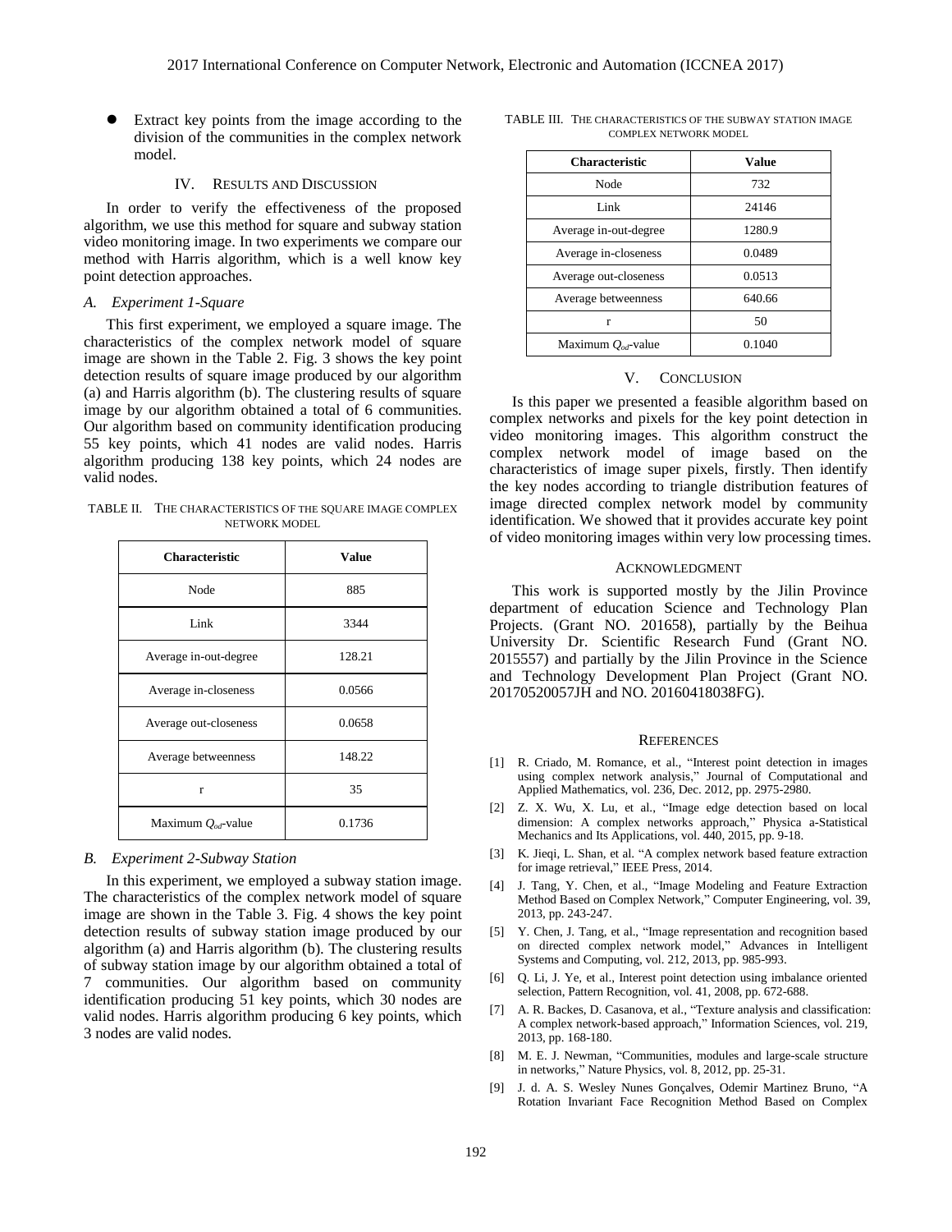- Extract key points from the image according to the division of the communities in the complex network model.

## IV. Results and Discussion

In order to verify the effectiveness of the proposed algorithm, we use this method for square and subway station video monitoring image. In two experiments we compare our method with Harris algorithm, which is a well know key point detection approaches.

### A. Experiment 1-Square

This first experiment, we employed a square image. The characteristics of the complex network model of square image are shown in the Table 2. Fig. 3 shows the key point detection results of square image produced by our algorithm (a) and Harris algorithm (b). The clustering results of square image by our algorithm obtained a total of 6 communities. Our algorithm based on community identification producing 55 key points, which 41 nodes are valid nodes. Harris algorithm producing 138 key points, which 24 nodes are valid nodes.

TABLE II. The characteristics of the square image complex network model

| Characteristic | Value |
|---|---|
| Node | 885 |
| Link | 3344 |
| Average in-out-degree | 128.21 |
| Average in-closeness | 0.0566 |
| Average out-closeness | 0.0658 |
| Average betweenness | 148.22 |
| r | 35 |
| Maximum $Q_{od}$-value | 0.1736 |

### B. Experiment 2-Subway Station

In this experiment, we employed a subway station image. The characteristics of the complex network model of square image are shown in the Table 3. Fig. 4 shows the key point detection results of subway station image produced by our algorithm (a) and Harris algorithm (b). The clustering results of subway station image by our algorithm obtained a total of 7 communities. Our algorithm based on community identification producing 51 key points, which 30 nodes are valid nodes. Harris algorithm producing 6 key points, which 3 nodes are valid nodes.

TABLE III. The characteristics of the subway station image complex network model

| Characteristic | Value |
|---|---|
| Node | 732 |
| Link | 24146 |
| Average in-out-degree | 1280.9 |
| Average in-closeness | 0.0489 |
| Average out-closeness | 0.0513 |
| Average betweenness | 640.66 |
| r | 50 |
| Maximum $Q_{od}$-value | 0.1040 |

## V. Conclusion

Is this paper we presented a feasible algorithm based on complex networks and pixels for the key point detection in video monitoring images. This algorithm construct the complex network model of image based on the characteristics of image super pixels, firstly. Then identify the key nodes according to triangle distribution features of image directed complex network model by community identification. We showed that it provides accurate key point of video monitoring images within very low processing times.

## Acknowledgment

This work is supported mostly by the Jilin Province department of education Science and Technology Plan Projects. (Grant NO. 201658), partially by the Beihua University Dr. Scientific Research Fund (Grant NO. 2015557) and partially by the Jilin Province in the Science and Technology Development Plan Project (Grant NO. 20170520057JH and NO. 20160418038FG).

## References

[1] R. Criado, M. Romance, et al., "Interest point detection in images using complex network analysis," Journal of Computational and Applied Mathematics, vol. 236, Dec. 2012, pp. 2975-2980.

[2] Z. X. Wu, X. Lu, et al., "Image edge detection based on local dimension: A complex networks approach," Physica a-Statistical Mechanics and Its Applications, vol. 440, 2015, pp. 9-18.

[3] K. Jieqi, L. Shan, et al. "A complex network based feature extraction for image retrieval," IEEE Press, 2014.

[4] J. Tang, Y. Chen, et al., "Image Modeling and Feature Extraction Method Based on Complex Network," Computer Engineering, vol. 39, 2013, pp. 243-247.

[5] Y. Chen, J. Tang, et al., "Image representation and recognition based on directed complex network model," Advances in Intelligent Systems and Computing, vol. 212, 2013, pp. 985-993.

[6] Q. Li, J. Ye, et al., Interest point detection using imbalance oriented selection, Pattern Recognition, vol. 41, 2008, pp. 672-688.

[7] A. R. Backes, D. Casanova, et al., "Texture analysis and classification: A complex network-based approach," Information Sciences, vol. 219, 2013, pp. 168-180.

[8] M. E. J. Newman, "Communities, modules and large-scale structure in networks," Nature Physics, vol. 8, 2012, pp. 25-31.

[9] J. d. A. S. Wesley Nunes Gonçalves, Odemir Martinez Bruno, "A Rotation Invariant Face Recognition Method Based on Complex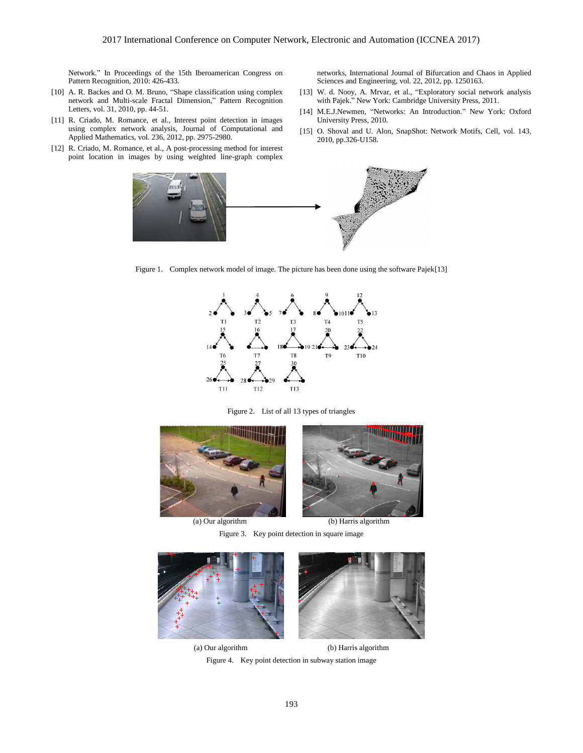Network." In Proceedings of the 15th Iberoamerican Congress on Pattern Recognition, 2010: 426-433.

[10] A. R. Backes and O. M. Bruno, "Shape classification using complex network and Multi-scale Fractal Dimension," Pattern Recognition Letters, vol. 31, 2010, pp. 44-51.

[11] R. Criado, M. Romance, et al., Interest point detection in images using complex network analysis, Journal of Computational and Applied Mathematics, vol. 236, 2012, pp. 2975-2980.

[12] R. Criado, M. Romance, et al., A post-processing method for interest point location in images by using weighted line-graph complex networks, International Journal of Bifurcation and Chaos in Applied Sciences and Engineering, vol. 22, 2012, pp. 1250163.

[13] W. d. Nooy, A. Mrvar, et al., "Exploratory social network analysis with Pajek." New York: Cambridge University Press, 2011.

[14] M.E.J.Newmen, "Networks: An Introduction." New York: Oxford University Press, 2010.

[15] O. Shoval and U. Alon, SnapShot: Network Motifs, Cell, vol. 143, 2010, pp.326-U158.

Figure 1. Complex network model of image. The picture has been done using the software Pajek[13]

Figure 2. List of all 13 types of triangles

(a) Our algorithm

(b) Harris algorithm

Figure 3. Key point detection in square image

(a) Our algorithm

(b) Harris algorithm

Figure 4. Key point detection in subway station image